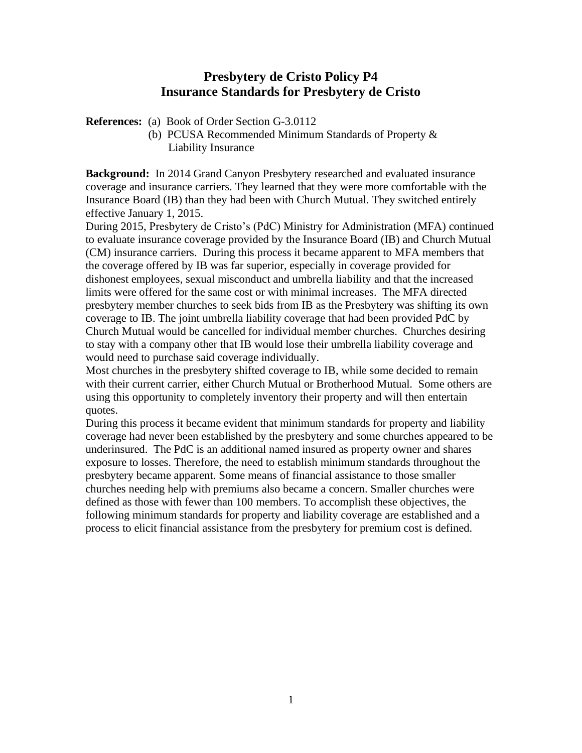# Presbytery de Cristo Policy P4
# Insurance Standards for Presbytery de Cristo

**References:** (a) Book of Order Section G-3.0112
(b) PCUSA Recommended Minimum Standards of Property & Liability Insurance

**Background:** In 2014 Grand Canyon Presbytery researched and evaluated insurance coverage and insurance carriers. They learned that they were more comfortable with the Insurance Board (IB) than they had been with Church Mutual. They switched entirely effective January 1, 2015.

During 2015, Presbytery de Cristo's (PdC) Ministry for Administration (MFA) continued to evaluate insurance coverage provided by the Insurance Board (IB) and Church Mutual (CM) insurance carriers. During this process it became apparent to MFA members that the coverage offered by IB was far superior, especially in coverage provided for dishonest employees, sexual misconduct and umbrella liability and that the increased limits were offered for the same cost or with minimal increases. The MFA directed presbytery member churches to seek bids from IB as the Presbytery was shifting its own coverage to IB. The joint umbrella liability coverage that had been provided PdC by Church Mutual would be cancelled for individual member churches. Churches desiring to stay with a company other that IB would lose their umbrella liability coverage and would need to purchase said coverage individually.

Most churches in the presbytery shifted coverage to IB, while some decided to remain with their current carrier, either Church Mutual or Brotherhood Mutual. Some others are using this opportunity to completely inventory their property and will then entertain quotes.

During this process it became evident that minimum standards for property and liability coverage had never been established by the presbytery and some churches appeared to be underinsured. The PdC is an additional named insured as property owner and shares exposure to losses. Therefore, the need to establish minimum standards throughout the presbytery became apparent. Some means of financial assistance to those smaller churches needing help with premiums also became a concern. Smaller churches were defined as those with fewer than 100 members. To accomplish these objectives, the following minimum standards for property and liability coverage are established and a process to elicit financial assistance from the presbytery for premium cost is defined.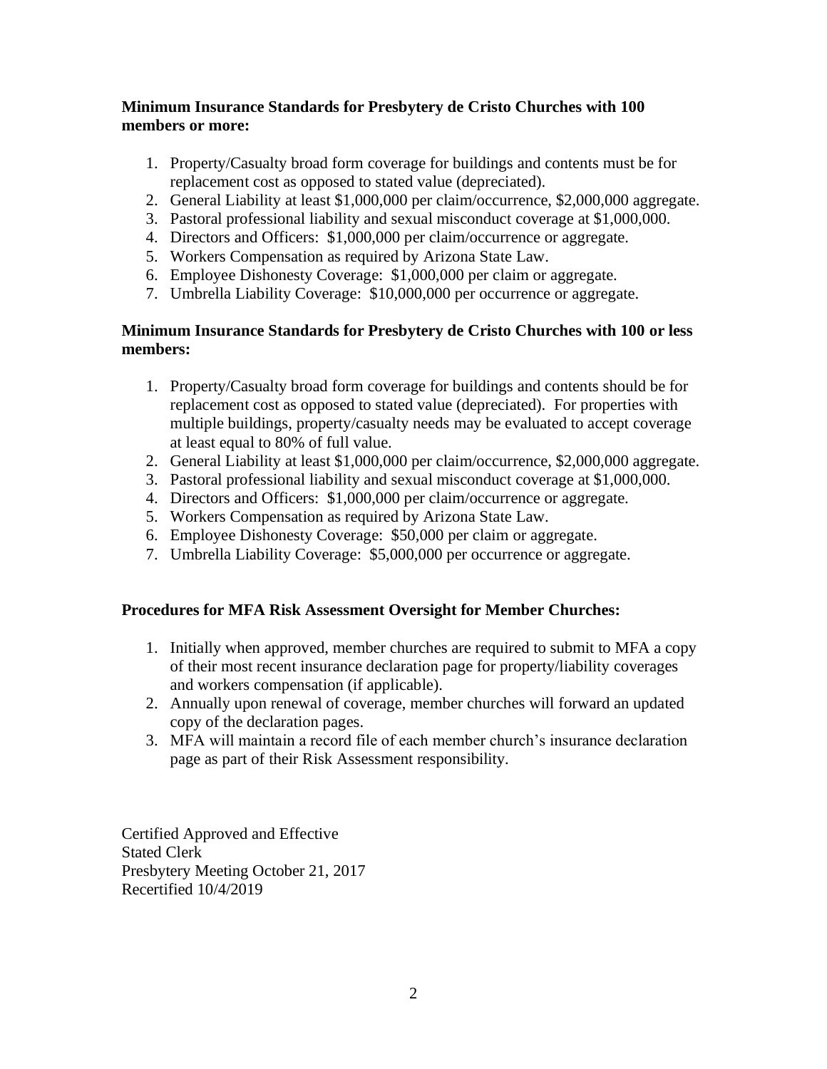**Minimum Insurance Standards for Presbytery de Cristo Churches with 100 members or more:**

1. Property/Casualty broad form coverage for buildings and contents must be for replacement cost as opposed to stated value (depreciated).
2. General Liability at least $1,000,000 per claim/occurrence, $2,000,000 aggregate.
3. Pastoral professional liability and sexual misconduct coverage at $1,000,000.
4. Directors and Officers: $1,000,000 per claim/occurrence or aggregate.
5. Workers Compensation as required by Arizona State Law.
6. Employee Dishonesty Coverage: $1,000,000 per claim or aggregate.
7. Umbrella Liability Coverage: $10,000,000 per occurrence or aggregate.

**Minimum Insurance Standards for Presbytery de Cristo Churches with 100 or less members:**

1. Property/Casualty broad form coverage for buildings and contents should be for replacement cost as opposed to stated value (depreciated). For properties with multiple buildings, property/casualty needs may be evaluated to accept coverage at least equal to 80% of full value.
2. General Liability at least $1,000,000 per claim/occurrence, $2,000,000 aggregate.
3. Pastoral professional liability and sexual misconduct coverage at $1,000,000.
4. Directors and Officers: $1,000,000 per claim/occurrence or aggregate.
5. Workers Compensation as required by Arizona State Law.
6. Employee Dishonesty Coverage: $50,000 per claim or aggregate.
7. Umbrella Liability Coverage: $5,000,000 per occurrence or aggregate.

**Procedures for MFA Risk Assessment Oversight for Member Churches:**

1. Initially when approved, member churches are required to submit to MFA a copy of their most recent insurance declaration page for property/liability coverages and workers compensation (if applicable).
2. Annually upon renewal of coverage, member churches will forward an updated copy of the declaration pages.
3. MFA will maintain a record file of each member church's insurance declaration page as part of their Risk Assessment responsibility.

Certified Approved and Effective
Stated Clerk
Presbytery Meeting October 21, 2017
Recertified 10/4/2019